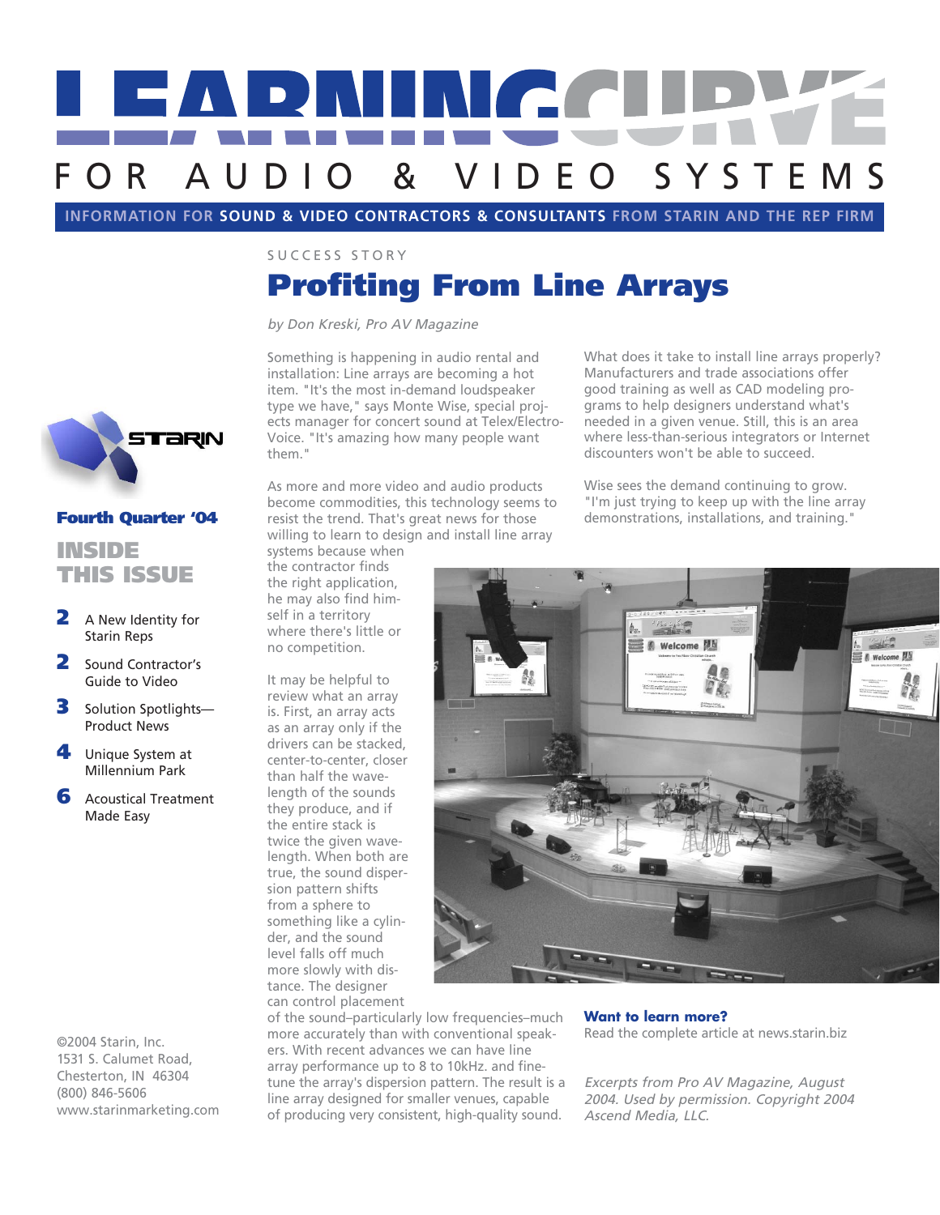# LEARNING CURVE

FOR AUDIO & VIDEO SYSTEMS

INFORMATION FOR **SOUND & VIDEO CONTRACTORS & CONSULTANTS** FROM STARIN AND THE REP FIRM

STARIN

**Fourth Quarter '04**

## INSIDE THIS ISSUE

- **2** A New Identity for Starin Reps
- **2** Sound Contractor's Guide to Video
- **3** Solution Spotlights—Product News
- **4** Unique System at Millennium Park
- **6** Acoustical Treatment Made Easy

©2004 Starin, Inc.
1531 S. Calumet Road,
Chesterton, IN 46304
(800) 846-5606
www.starinmarketing.com

SUCCESS STORY

# Profiting From Line Arrays

*by Don Kreski, Pro AV Magazine*

Something is happening in audio rental and installation: Line arrays are becoming a hot item. "It's the most in-demand loudspeaker type we have," says Monte Wise, special projects manager for concert sound at Telex/Electro-Voice. "It's amazing how many people want them."

As more and more video and audio products become commodities, this technology seems to resist the trend. That's great news for those willing to learn to design and install line array systems because when the contractor finds the right application, he may also find himself in a territory where there's little or no competition.

It may be helpful to review what an array is. First, an array acts as an array only if the drivers can be stacked, center-to-center, closer than half the wavelength of the sounds they produce, and if the entire stack is twice the given wavelength. When both are true, the sound dispersion pattern shifts from a sphere to something like a cylinder, and the sound level falls off much more slowly with distance. The designer can control placement of the sound–particularly low frequencies–much more accurately than with conventional speakers. With recent advances we can have line array performance up to 8 to 10kHz. and fine-tune the array's dispersion pattern. The result is a line array designed for smaller venues, capable of producing very consistent, high-quality sound.

What does it take to install line arrays properly? Manufacturers and trade associations offer good training as well as CAD modeling programs to help designers understand what's needed in a given venue. Still, this is an area where less-than-serious integrators or Internet discounters won't be able to succeed.

Wise sees the demand continuing to grow. "I'm just trying to keep up with the line array demonstrations, installations, and training."

**Want to learn more?**
Read the complete article at news.starin.biz

*Excerpts from Pro AV Magazine, August 2004. Used by permission. Copyright 2004 Ascend Media, LLC.*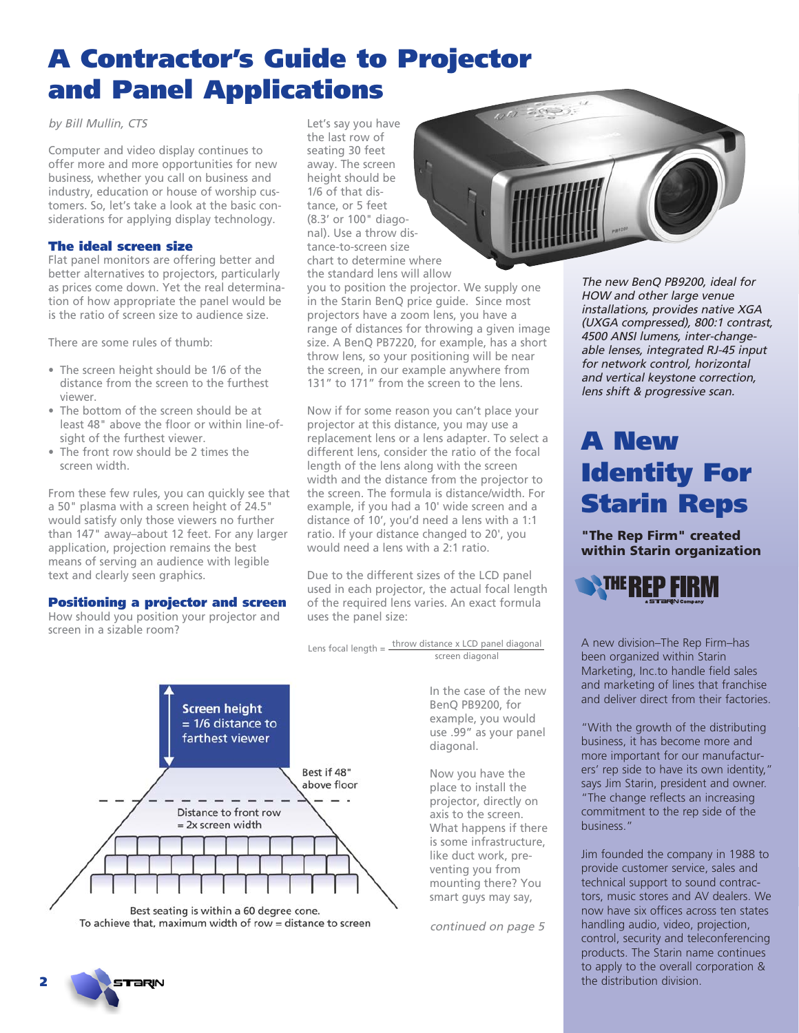# A Contractor's Guide to Projector and Panel Applications

*by Bill Mullin, CTS*

Computer and video display continues to offer more and more opportunities for new business, whether you call on business and industry, education or house of worship customers. So, let's take a look at the basic considerations for applying display technology.

### The ideal screen size

Flat panel monitors are offering better and better alternatives to projectors, particularly as prices come down. Yet the real determination of how appropriate the panel would be is the ratio of screen size to audience size.

There are some rules of thumb:

- The screen height should be 1/6 of the distance from the screen to the furthest viewer.
- The bottom of the screen should be at least 48" above the floor or within line-of-sight of the furthest viewer.
- The front row should be 2 times the screen width.

From these few rules, you can quickly see that a 50" plasma with a screen height of 24.5" would satisfy only those viewers no further than 147" away–about 12 feet. For any larger application, projection remains the best means of serving an audience with legible text and clearly seen graphics.

### Positioning a projector and screen

How should you position your projector and screen in a sizable room?

Screen height = 1/6 distance to farthest viewer

Best if 48" above floor

Distance to front row = 2x screen width

Best seating is within a 60 degree cone.
To achieve that, maximum width of row = distance to screen

Let's say you have the last row of seating 30 feet away. The screen height should be 1/6 of that distance, or 5 feet (8.3' or 100" diagonal). Use a throw distance-to-screen size chart to determine where the standard lens will allow you to position the projector. We supply one in the Starin BenQ price guide. Since most projectors have a zoom lens, you have a range of distances for throwing a given image size. A BenQ PB7220, for example, has a short throw lens, so your positioning will be near the screen, in our example anywhere from 131" to 171" from the screen to the lens.

Now if for some reason you can't place your projector at this distance, you may use a replacement lens or a lens adapter. To select a different lens, consider the ratio of the focal length of the lens along with the screen width and the distance from the projector to the screen. The formula is distance/width. For example, if you had a 10' wide screen and a distance of 10', you'd need a lens with a 1:1 ratio. If your distance changed to 20', you would need a lens with a 2:1 ratio.

Due to the different sizes of the LCD panel used in each projector, the actual focal length of the required lens varies. An exact formula uses the panel size:

$$\text{Lens focal length} = \frac{\text{throw distance} \times \text{LCD panel diagonal}}{\text{screen diagonal}}$$

In the case of the new BenQ PB9200, for example, you would use .99" as your panel diagonal.

Now you have the place to install the projector, directly on axis to the screen. What happens if there is some infrastructure, like duct work, preventing you from mounting there? You smart guys may say,

*continued on page 5*

*The new BenQ PB9200, ideal for HOW and other large venue installations, provides native XGA (UXGA compressed), 800:1 contrast, 4500 ANSI lumens, inter-changeable lenses, integrated RJ-45 input for network control, horizontal and vertical keystone correction, lens shift & progressive scan.*

# A New Identity For Starin Reps

**"The Rep Firm" created within Starin organization**

THE REP FIRM — A STARIN Company

A new division–The Rep Firm–has been organized within Starin Marketing, Inc.to handle field sales and marketing of lines that franchise and deliver direct from their factories.

"With the growth of the distributing business, it has become more and more important for our manufacturers' rep side to have its own identity," says Jim Starin, president and owner. "The change reflects an increasing commitment to the rep side of the business."

Jim founded the company in 1988 to provide customer service, sales and technical support to sound contractors, music stores and AV dealers. We now have six offices across ten states handling audio, video, projection, control, security and teleconferencing products. The Starin name continues to apply to the overall corporation & the distribution division.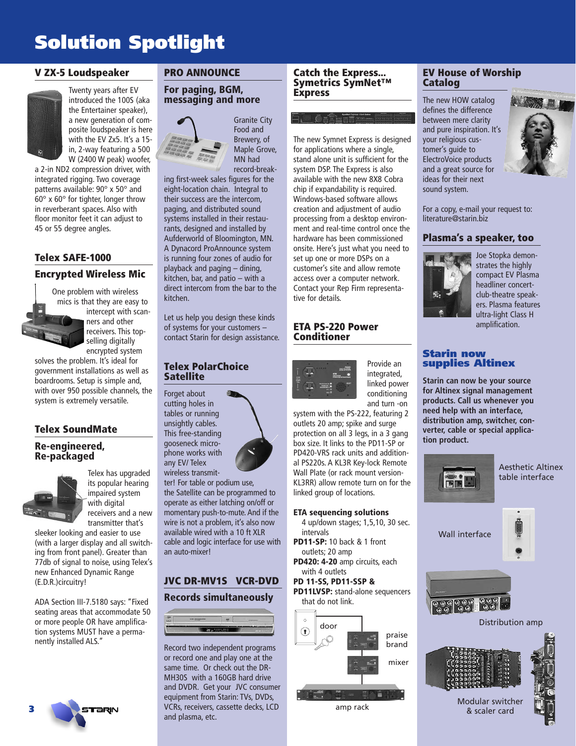# Solution Spotlight

## V ZX-5 Loudspeaker

Twenty years after EV introduced the 100S (aka the Entertainer speaker), a new generation of composite loudspeaker is here with the EV Zx5. It's a 15-in, 2-way featuring a 500 W (2400 W peak) woofer, a 2-in ND2 compression driver, with integrated rigging. Two coverage patterns available: 90° x 50° and 60° x 60° for tighter, longer throw in reverberant spaces. Also with floor monitor feet it can adjust to 45 or 55 degree angles.

## Telex SAFE-1000

### Encrypted Wireless Mic

One problem with wireless mics is that they are easy to intercept with scanners and other receivers. This top-selling digitally encrypted system solves the problem. It's ideal for government installations as well as boardrooms. Setup is simple and, with over 950 possible channels, the system is extremely versatile.

## Telex SoundMate

### Re-engineered, Re-packaged

Telex has upgraded its popular hearing impaired system with digital receivers and a new transmitter that's sleeker looking and easier to use (with a larger display and all switching from front panel). Greater than 77db of signal to noise, using Telex's new Enhanced Dynamic Range (E.D.R.)circuitry!

ADA Section III-7.5180 says: "Fixed seating areas that accommodate 50 or more people OR have amplification systems MUST have a permanently installed ALS."

## PRO ANNOUNCE

### For paging, BGM, messaging and more

Granite City Food and Brewery, of Maple Grove, MN had record-breaking first-week sales figures for the eight-location chain. Integral to their success are the intercom, paging, and distributed sound systems installed in their restaurants, designed and installed by Aufderworld of Bloomington, MN. A Dynacord ProAnnounce system is running four zones of audio for playback and paging – dining, kitchen, bar, and patio – with a direct intercom from the bar to the kitchen.

Let us help you design these kinds of systems for your customers – contact Starin for design assistance.

## Telex PolarChoice Satellite

Forget about cutting holes in tables or running unsightly cables. This free-standing gooseneck microphone works with any EV/ Telex wireless transmitter! For table or podium use, the Satellite can be programmed to operate as either latching on/off or momentary push-to-mute. And if the wire is not a problem, it's also now available wired with a 10 ft XLR cable and logic interface for use with an auto-mixer!

## JVC DR-MV1S VCR-DVD

### Records simultaneously

Record two independent programs or record one and play one at the same time. Or check out the DR-MH30S with a 160GB hard drive and DVDR. Get your JVC consumer equipment from Starin: TVs, DVDs, VCRs, receivers, cassette decks, LCD and plasma, etc.

## Catch the Express... Symetrics SymNet™ Express

The new Symnet Express is designed for applications where a single, stand alone unit is sufficient for the system DSP. The Express is also available with the new 8X8 Cobra chip if expandability is required. Windows-based software allows creation and adjustment of audio processing from a desktop environment and real-time control once the hardware has been commissioned onsite. Here's just what you need to set up one or more DSPs on a customer's site and allow remote access over a computer network. Contact your Rep Firm representative for details.

## ETA PS-220 Power Conditioner

Provide an integrated, linked power conditioning and turn -on system with the PS-222, featuring 2 outlets 20 amp; spike and surge protection on all 3 legs, in a 3 gang box size. It links to the PD11-SP or PD420-VRS rack units and additional PS220s. A KL3R Key-lock Remote Wall Plate (or rack mount version-KL3RR) allow remote turn on for the linked group of locations.

**ETA sequencing solutions**
- 4 up/down stages; 1,5,10, 30 sec. intervals
- **PD11-SP:** 10 back & 1 front outlets; 20 amp
- **PD420: 4-20** amp circuits, each with 4 outlets
- **PD 11-SS, PD11-SSP & PD11LVSP:** stand-alone sequencers that do not link.

door · praise brand · mixer · amp rack

## EV House of Worship Catalog

The new HOW catalog defines the difference between mere clarity and pure inspiration. It's your religious customer's guide to ElectroVoice products and a great source for ideas for their next sound system.

For a copy, e-mail your request to: literature@starin.biz

## Plasma's a speaker, too

Joe Stopka demonstrates the highly compact EV Plasma headliner concert-club-theatre speakers. Plasma features ultra-light Class H amplification.

## Starin now supplies Altinex

**Starin can now be your source for Altinex signal management products. Call us whenever you need help with an interface, distribution amp, switcher, converter, cable or special application product.**

Aesthetic Altinex table interface

Wall interface

Distribution amp

Modular switcher & scaler card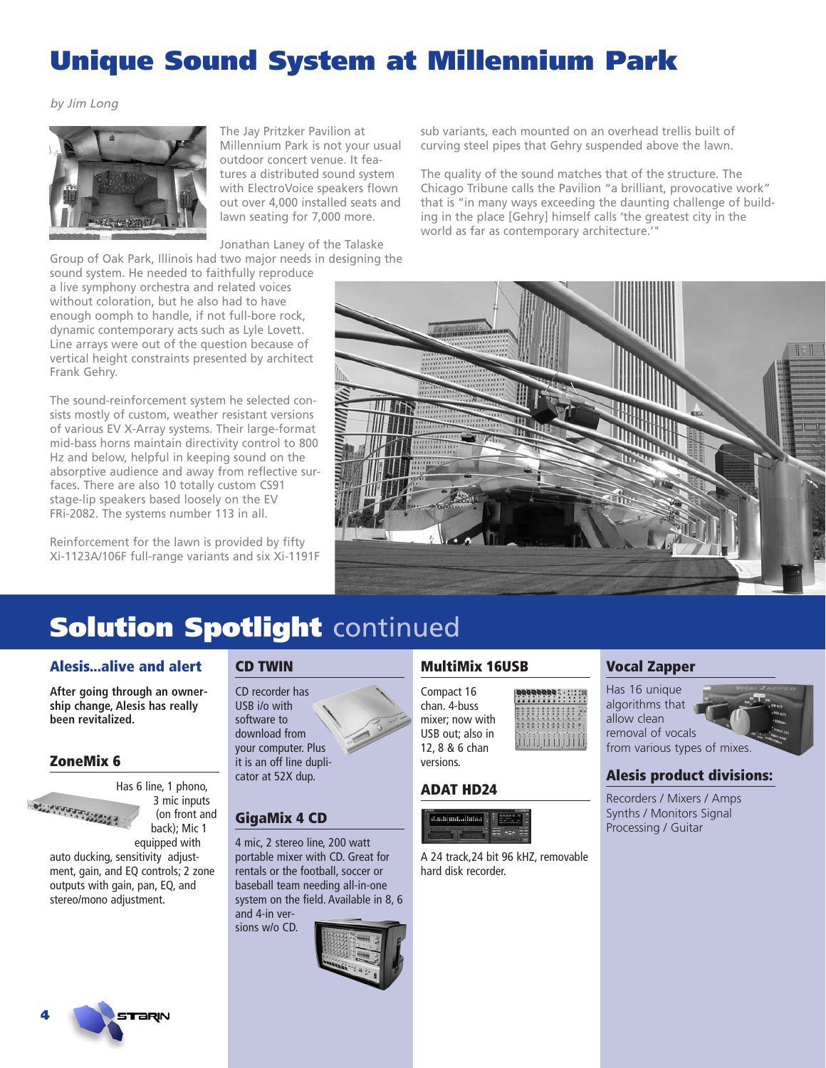# Unique Sound System at Millennium Park

*by Jim Long*

The Jay Pritzker Pavilion at Millennium Park is not your usual outdoor concert venue. It features a distributed sound system with ElectroVoice speakers flown out over 4,000 installed seats and lawn seating for 7,000 more.

Jonathan Laney of the Talaske Group of Oak Park, Illinois had two major needs in designing the sound system. He needed to faithfully reproduce a live symphony orchestra and related voices without coloration, but he also had to have enough oomph to handle, if not full-bore rock, dynamic contemporary acts such as Lyle Lovett. Line arrays were out of the question because of vertical height constraints presented by architect Frank Gehry.

The sound-reinforcement system he selected consists mostly of custom, weather resistant versions of various EV X-Array systems. Their large-format mid-bass horns maintain directivity control to 800 Hz and below, helpful in keeping sound on the absorptive audience and away from reflective surfaces. There are also 10 totally custom CS91 stage-lip speakers based loosely on the EV FRi-2082. The systems number 113 in all.

Reinforcement for the lawn is provided by fifty Xi-1123A/106F full-range variants and six Xi-1191F sub variants, each mounted on an overhead trellis built of curving steel pipes that Gehry suspended above the lawn.

The quality of the sound matches that of the structure. The Chicago Tribune calls the Pavilion "a brilliant, provocative work" that is "in many ways exceeding the daunting challenge of building in the place [Gehry] himself calls 'the greatest city in the world as far as contemporary architecture.'"

# Solution Spotlight continued

## Alesis...alive and alert

**After going through an ownership change, Alesis has really been revitalized.**

## ZoneMix 6

Has 6 line, 1 phono, 3 mic inputs (on front and back); Mic 1 equipped with auto ducking, sensitivity adjustment, gain, and EQ controls; 2 zone outputs with gain, pan, EQ, and stereo/mono adjustment.

## CD TWIN

CD recorder has USB i/o with software to download from your computer. Plus it is an off line duplicator at 52X dup.

## GigaMix 4 CD

4 mic, 2 stereo line, 200 watt portable mixer with CD. Great for rentals or the football, soccer or baseball team needing all-in-one system on the field. Available in 8, 6 and 4-in versions w/o CD.

## MultiMix 16USB

Compact 16 chan. 4-buss mixer; now with USB out; also in 12, 8 & 6 chan versions.

## ADAT HD24

A 24 track,24 bit 96 kHZ, removable hard disk recorder.

## Vocal Zapper

Has 16 unique algorithms that allow clean removal of vocals from various types of mixes.

## Alesis product divisions:

Recorders / Mixers / Amps
Synths / Monitors Signal Processing / Guitar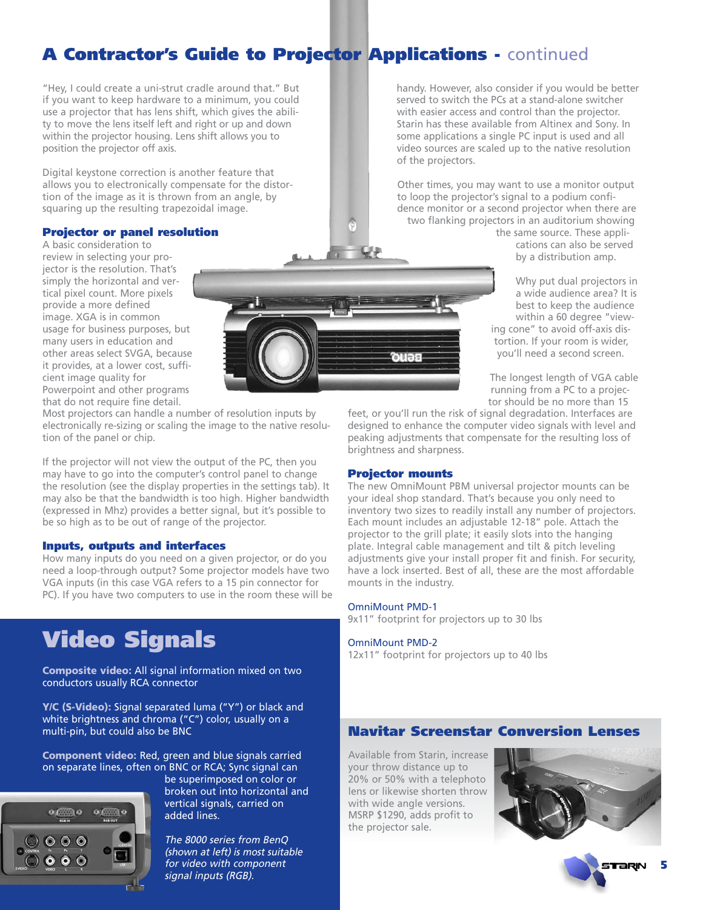# A Contractor's Guide to Projector Applications - continued

"Hey, I could create a uni-strut cradle around that." But if you want to keep hardware to a minimum, you could use a projector that has lens shift, which gives the ability to move the lens itself left and right or up and down within the projector housing. Lens shift allows you to position the projector off axis.

Digital keystone correction is another feature that allows you to electronically compensate for the distortion of the image as it is thrown from an angle, by squaring up the resulting trapezoidal image.

### Projector or panel resolution

A basic consideration to review in selecting your projector is the resolution. That's simply the horizontal and vertical pixel count. More pixels provide a more defined image. XGA is in common usage for business purposes, but many users in education and other areas select SVGA, because it provides, at a lower cost, sufficient image quality for Powerpoint and other programs that do not require fine detail. Most projectors can handle a number of resolution inputs by electronically re-sizing or scaling the image to the native resolution of the panel or chip.

If the projector will not view the output of the PC, then you may have to go into the computer's control panel to change the resolution (see the display properties in the settings tab). It may also be that the bandwidth is too high. Higher bandwidth (expressed in Mhz) provides a better signal, but it's possible to be so high as to be out of range of the projector.

### Inputs, outputs and interfaces

How many inputs do you need on a given projector, or do you need a loop-through output? Some projector models have two VGA inputs (in this case VGA refers to a 15 pin connector for PC). If you have two computers to use in the room these will be handy. However, also consider if you would be better served to switch the PCs at a stand-alone switcher with easier access and control than the projector. Starin has these available from Altinex and Sony. In some applications a single PC input is used and all video sources are scaled up to the native resolution of the projectors.

Other times, you may want to use a monitor output to loop the projector's signal to a podium confidence monitor or a second projector when there are two flanking projectors in an auditorium showing the same source. These applications can also be served by a distribution amp.

Why put dual projectors in a wide audience area? It is best to keep the audience within a 60 degree "viewing cone" to avoid off-axis distortion. If your room is wider, you'll need a second screen.

The longest length of VGA cable running from a PC to a projector should be no more than 15 feet, or you'll run the risk of signal degradation. Interfaces are designed to enhance the computer video signals with level and peaking adjustments that compensate for the resulting loss of brightness and sharpness.

### Projector mounts

The new OmniMount PBM universal projector mounts can be your ideal shop standard. That's because you only need to inventory two sizes to readily install any number of projectors. Each mount includes an adjustable 12-18" pole. Attach the projector to the grill plate; it easily slots into the hanging plate. Integral cable management and tilt & pitch leveling adjustments give your install proper fit and finish. For security, have a lock inserted. Best of all, these are the most affordable mounts in the industry.

OmniMount PMD-1
9x11" footprint for projectors up to 30 lbs

OmniMount PMD-2
12x11" footprint for projectors up to 40 lbs

## Video Signals

**Composite video:** All signal information mixed on two conductors usually RCA connector

**Y/C (S-Video):** Signal separated luma ("Y") or black and white brightness and chroma ("C") color, usually on a multi-pin, but could also be BNC

**Component video:** Red, green and blue signals carried on separate lines, often on BNC or RCA; Sync signal can be superimposed on color or broken out into horizontal and vertical signals, carried on added lines.

*The 8000 series from BenQ (shown at left) is most suitable for video with component signal inputs (RGB).*

## Navitar Screenstar Conversion Lenses

Available from Starin, increase your throw distance up to 20% or 50% with a telephoto lens or likewise shorten throw with wide angle versions. MSRP $1290, adds profit to the projector sale.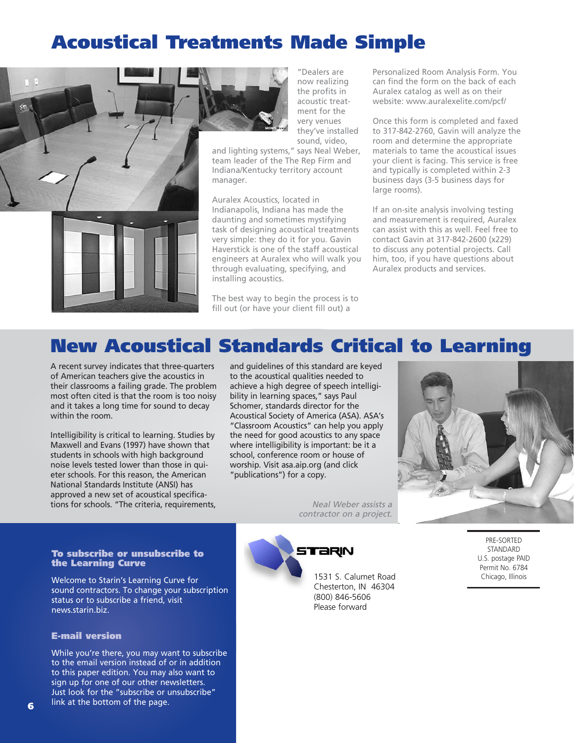# Acoustical Treatments Made Simple

"Dealers are now realizing the profits in acoustic treatment for the very venues they've installed sound, video, and lighting systems," says Neal Weber, team leader of the The Rep Firm and Indiana/Kentucky territory account manager.

Auralex Acoustics, located in Indianapolis, Indiana has made the daunting and sometimes mystifying task of designing acoustical treatments very simple: they do it for you. Gavin Haverstick is one of the staff acoustical engineers at Auralex who will walk you through evaluating, specifying, and installing acoustics.

The best way to begin the process is to fill out (or have your client fill out) a Personalized Room Analysis Form. You can find the form on the back of each Auralex catalog as well as on their website: www.auralexelite.com/pcf/

Once this form is completed and faxed to 317-842-2760, Gavin will analyze the room and determine the appropriate materials to tame the acoustical issues your client is facing. This service is free and typically is completed within 2-3 business days (3-5 business days for large rooms).

If an on-site analysis involving testing and measurement is required, Auralex can assist with this as well. Feel free to contact Gavin at 317-842-2600 (x229) to discuss any potential projects. Call him, too, if you have questions about Auralex products and services.

# New Acoustical Standards Critical to Learning

A recent survey indicates that three-quarters of American teachers give the acoustics in their classrooms a failing grade. The problem most often cited is that the room is too noisy and it takes a long time for sound to decay within the room.

Intelligibility is critical to learning. Studies by Maxwell and Evans (1997) have shown that students in schools with high background noise levels tested lower than those in quieter schools. For this reason, the American National Standards Institute (ANSI) has approved a new set of acoustical specifications for schools. "The criteria, requirements, and guidelines of this standard are keyed to the acoustical qualities needed to achieve a high degree of speech intelligibility in learning spaces," says Paul Schomer, standards director for the Acoustical Society of America (ASA). ASA's "Classroom Acoustics" can help you apply the need for good acoustics to any space where intelligibility is important: be it a school, conference room or house of worship. Visit asa.aip.org (and click "publications") for a copy.

*Neal Weber assists a contractor on a project.*

### To subscribe or unsubscribe to the Learning Curve

Welcome to Starin's Learning Curve for sound contractors. To change your subscription status or to subscribe a friend, visit news.starin.biz.

### E-mail version

While you're there, you may want to subscribe to the email version instead of or in addition to this paper edition. You may also want to sign up for one of our other newsletters. Just look for the "subscribe or unsubscribe" link at the bottom of the page.

STARIN
1531 S. Calumet Road
Chesterton, IN 46304
(800) 846-5606
Please forward

PRE-SORTED
STANDARD
U.S. postage PAID
Permit No. 6784
Chicago, Illinois